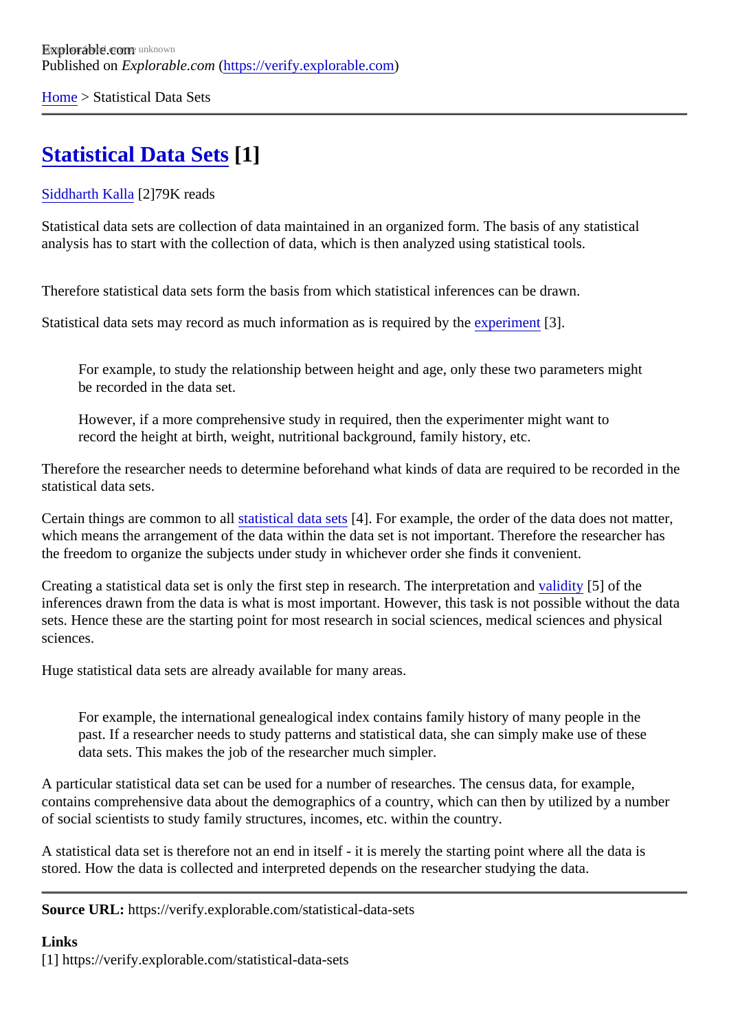Explorable.com
Published on *Explorable.com* (https://verify.explorable.com)

Home > Statistical Data Sets

# Statistical Data Sets [1]

Siddharth Kalla [2]79K reads

Statistical data sets are collection of data maintained in an organized form. The basis of any statistical analysis has to start with the collection of data, which is then analyzed using statistical tools.

Therefore statistical data sets form the basis from which statistical inferences can be drawn.

Statistical data sets may record as much information as is required by the experiment [3].

> For example, to study the relationship between height and age, only these two parameters might be recorded in the data set.
>
> However, if a more comprehensive study in required, then the experimenter might want to record the height at birth, weight, nutritional background, family history, etc.

Therefore the researcher needs to determine beforehand what kinds of data are required to be recorded in the statistical data sets.

Certain things are common to all statistical data sets [4]. For example, the order of the data does not matter, which means the arrangement of the data within the data set is not important. Therefore the researcher has the freedom to organize the subjects under study in whichever order she finds it convenient.

Creating a statistical data set is only the first step in research. The interpretation and validity [5] of the inferences drawn from the data is what is most important. However, this task is not possible without the data sets. Hence these are the starting point for most research in social sciences, medical sciences and physical sciences.

Huge statistical data sets are already available for many areas.

> For example, the international genealogical index contains family history of many people in the past. If a researcher needs to study patterns and statistical data, she can simply make use of these data sets. This makes the job of the researcher much simpler.

A particular statistical data set can be used for a number of researches. The census data, for example, contains comprehensive data about the demographics of a country, which can then by utilized by a number of social scientists to study family structures, incomes, etc. within the country.

A statistical data set is therefore not an end in itself - it is merely the starting point where all the data is stored. How the data is collected and interpreted depends on the researcher studying the data.

---

**Source URL:** https://verify.explorable.com/statistical-data-sets

**Links**
[1] https://verify.explorable.com/statistical-data-sets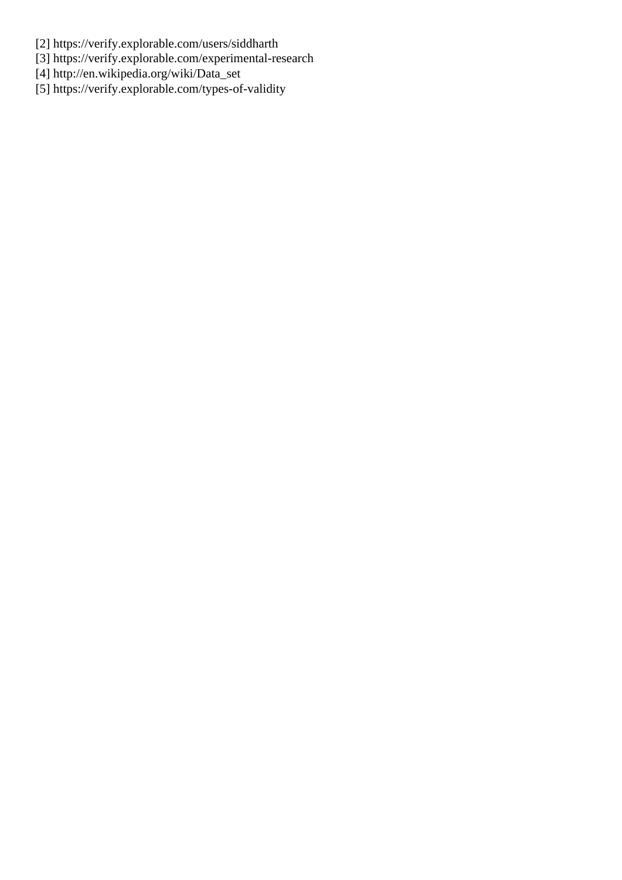[2] https://verify.explorable.com/users/siddharth
[3] https://verify.explorable.com/experimental-research
[4] http://en.wikipedia.org/wiki/Data_set
[5] https://verify.explorable.com/types-of-validity